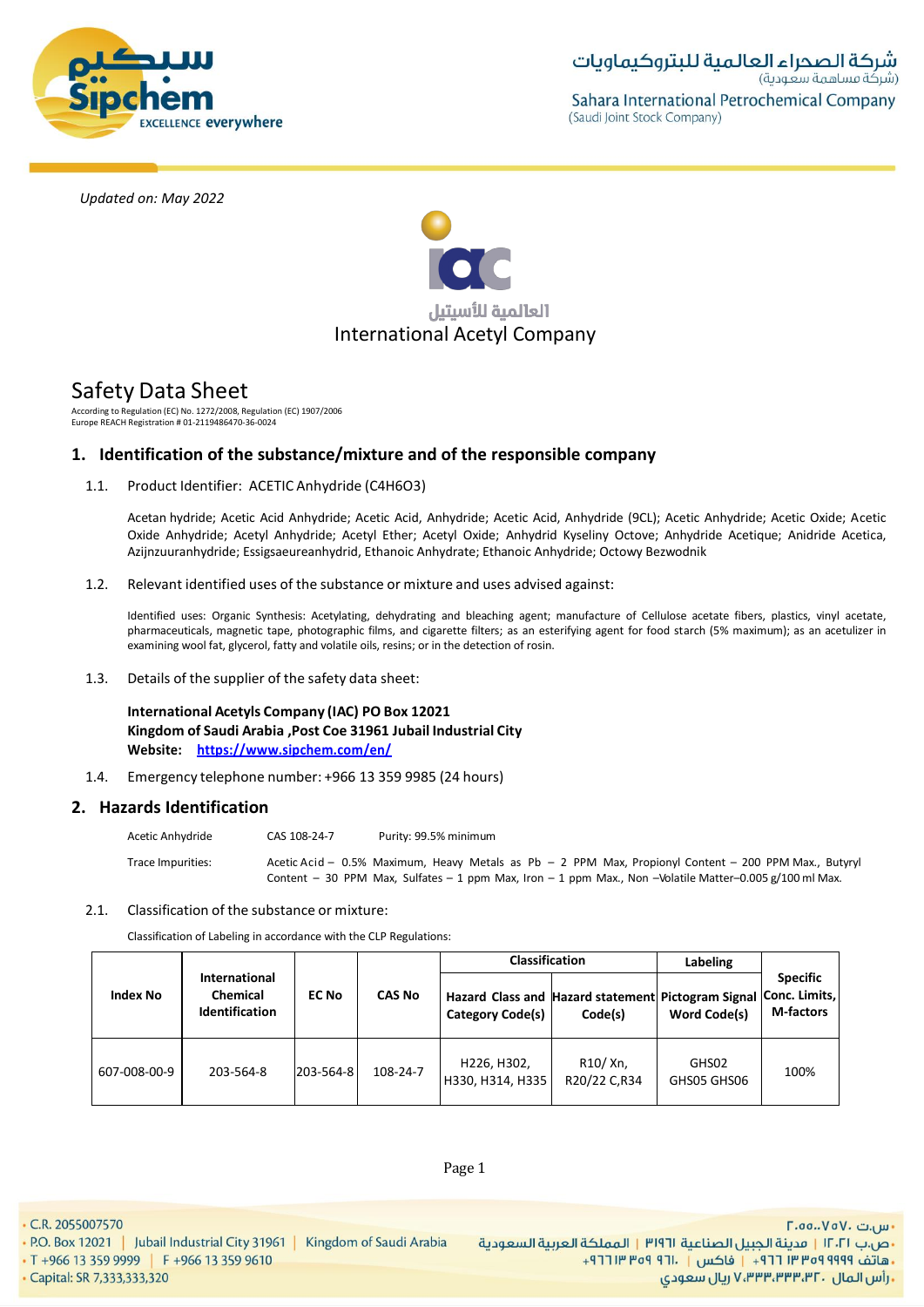*Updated on: May 2022*

International Acetyl Company

# Safety Data Sheet

According to Regulation (EC) No. 1272/2008, Regulation (EC) 1907/2006
Europe REACH Registration # 01-2119486470-36-0024

## 1. Identification of the substance/mixture and of the responsible company

1.1. Product Identifier: ACETIC Anhydride ($C_4H_6O_3$)

Acetan hydride; Acetic Acid Anhydride; Acetic Acid, Anhydride; Acetic Acid, Anhydride (9CL); Acetic Anhydride; Acetic Oxide; Acetic Oxide Anhydride; Acetyl Anhydride; Acetyl Ether; Acetyl Oxide; Anhydrid Kyseliny Octove; Anhydride Acetique; Anidride Acetica, Azijnzuuranhydride; Essigsaeureanhydrid, Ethanoic Anhydrate; Ethanoic Anhydride; Octowy Bezwodnik

1.2. Relevant identified uses of the substance or mixture and uses advised against:

Identified uses: Organic Synthesis: Acetylating, dehydrating and bleaching agent; manufacture of Cellulose acetate fibers, plastics, vinyl acetate, pharmaceuticals, magnetic tape, photographic films, and cigarette filters; as an esterifying agent for food starch (5% maximum); as an acetulizer in examining wool fat, glycerol, fatty and volatile oils, resins; or in the detection of rosin.

1.3. Details of the supplier of the safety data sheet:

**International Acetyls Company (IAC) PO Box 12021**
**Kingdom of Saudi Arabia ,Post Coe 31961 Jubail Industrial City**
**Website: [https://www.sipchem.com/en/](https://www.sipchem.com/en/)**

1.4. Emergency telephone number: +966 13 359 9985 (24 hours)

## 2. Hazards Identification

| | | |
|---|---|---|
| Acetic Anhydride | CAS 108-24-7 | Purity: 99.5% minimum |
| Trace Impurities: | Acetic Acid – 0.5% Maximum, Heavy Metals as Pb – 2 PPM Max, Propionyl Content – 200 PPM Max., Butyryl Content – 30 PPM Max, Sulfates – 1 ppm Max, Iron – 1 ppm Max., Non –Volatile Matter–0.005 g/100 ml Max. | |

2.1. Classification of the substance or mixture:

Classification of Labeling in accordance with the CLP Regulations:

| Index No | International Chemical Identification | EC No | CAS No | Classification | | Labeling | Specific Conc. Limits, M-factors |
|---|---|---|---|---|---|---|---|
| | | | | Hazard Class and Category Code(s) | Hazard statement Code(s) | Pictogram Signal Word Code(s) | |
| 607-008-00-9 | 203-564-8 | 203-564-8 | 108-24-7 | H226, H302, H330, H314, H335 | R10/ Xn, R20/22 C,R34 | GHS02 GHS05 GHS06 | 100% |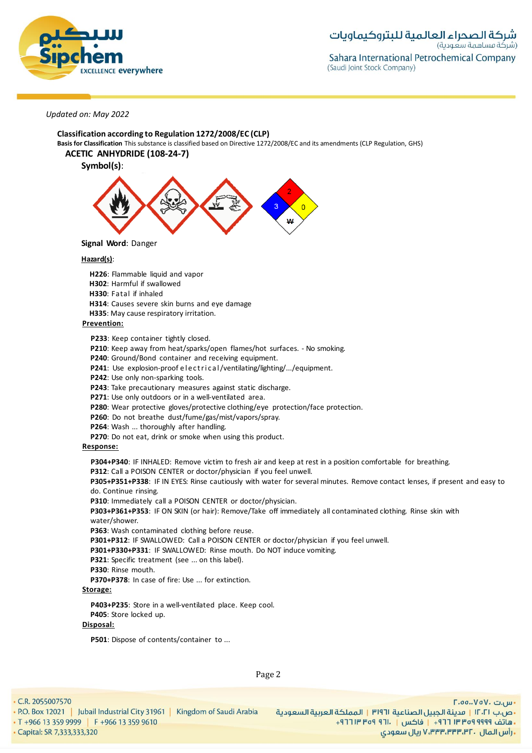*Updated on: May 2022*

## Classification according to Regulation 1272/2008/EC (CLP)

**Basis for Classification** This substance is classified based on Directive 1272/2008/EC and its amendments (CLP Regulation, GHS)

### ACETIC ANHYDRIDE (108-24-7)

**Symbol(s)**:

**Signal Word**: Danger

**Hazard(s)**:

**H226**: Flammable liquid and vapor
**H302**: Harmful if swallowed
**H330**: Fatal if inhaled
**H314**: Causes severe skin burns and eye damage
**H335**: May cause respiratory irritation.

**Prevention:**

**P233**: Keep container tightly closed.
**P210**: Keep away from heat/sparks/open flames/hot surfaces. - No smoking.
**P240**: Ground/Bond container and receiving equipment.
**P241**: Use explosion-proof electrical/ventilating/lighting/.../equipment.
**P242**: Use only non-sparking tools.
**P243**: Take precautionary measures against static discharge.
**P271**: Use only outdoors or in a well-ventilated area.
**P280**: Wear protective gloves/protective clothing/eye protection/face protection.
**P260**: Do not breathe dust/fume/gas/mist/vapors/spray.
**P264**: Wash ... thoroughly after handling.
**P270**: Do not eat, drink or smoke when using this product.

**Response:**

**P304+P340**: IF INHALED: Remove victim to fresh air and keep at rest in a position comfortable for breathing.
**P312**: Call a POISON CENTER or doctor/physician if you feel unwell.
**P305+P351+P338**: IF IN EYES: Rinse cautiously with water for several minutes. Remove contact lenses, if present and easy to do. Continue rinsing.
**P310**: Immediately call a POISON CENTER or doctor/physician.
**P303+P361+P353**: IF ON SKIN (or hair): Remove/Take off immediately all contaminated clothing. Rinse skin with water/shower.
**P363**: Wash contaminated clothing before reuse.
**P301+P312**: IF SWALLOWED: Call a POISON CENTER or doctor/physician if you feel unwell.
**P301+P330+P331**: IF SWALLOWED: Rinse mouth. Do NOT induce vomiting.
**P321**: Specific treatment (see ... on this label).
**P330**: Rinse mouth.
**P370+P378**: In case of fire: Use ... for extinction.

**Storage:**

**P403+P235**: Store in a well-ventilated place. Keep cool.
**P405**: Store locked up.

**Disposal:**

**P501**: Dispose of contents/container to ...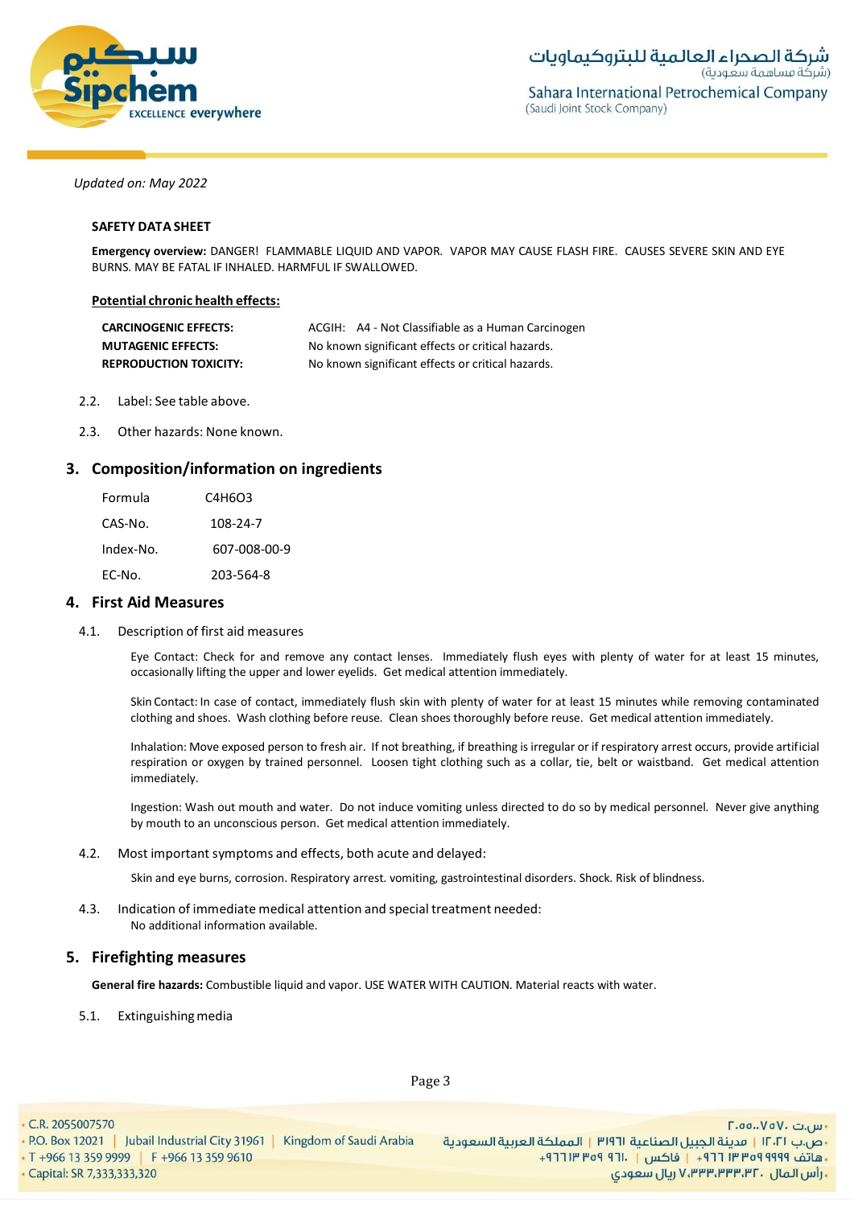*Updated on: May 2022*

**SAFETY DATA SHEET**

**Emergency overview:** DANGER! FLAMMABLE LIQUID AND VAPOR. VAPOR MAY CAUSE FLASH FIRE. CAUSES SEVERE SKIN AND EYE BURNS. MAY BE FATAL IF INHALED. HARMFUL IF SWALLOWED.

**Potential chronic health effects:**

| | |
|---|---|
| **CARCINOGENIC EFFECTS:** | ACGIH: A4 - Not Classifiable as a Human Carcinogen |
| **MUTAGENIC EFFECTS:** | No known significant effects or critical hazards. |
| **REPRODUCTION TOXICITY:** | No known significant effects or critical hazards. |

2.2. Label: See table above.

2.3. Other hazards: None known.

## 3. Composition/information on ingredients

| | |
|---|---|
| Formula | $C_4H_6O_3$ |
| CAS-No. | 108-24-7 |
| Index-No. | 607-008-00-9 |
| EC-No. | 203-564-8 |

## 4. First Aid Measures

4.1. Description of first aid measures

Eye Contact: Check for and remove any contact lenses. Immediately flush eyes with plenty of water for at least 15 minutes, occasionally lifting the upper and lower eyelids. Get medical attention immediately.

Skin Contact: In case of contact, immediately flush skin with plenty of water for at least 15 minutes while removing contaminated clothing and shoes. Wash clothing before reuse. Clean shoes thoroughly before reuse. Get medical attention immediately.

Inhalation: Move exposed person to fresh air. If not breathing, if breathing is irregular or if respiratory arrest occurs, provide artificial respiration or oxygen by trained personnel. Loosen tight clothing such as a collar, tie, belt or waistband. Get medical attention immediately.

Ingestion: Wash out mouth and water. Do not induce vomiting unless directed to do so by medical personnel. Never give anything by mouth to an unconscious person. Get medical attention immediately.

4.2. Most important symptoms and effects, both acute and delayed:

Skin and eye burns, corrosion. Respiratory arrest. vomiting, gastrointestinal disorders. Shock. Risk of blindness.

4.3. Indication of immediate medical attention and special treatment needed:
No additional information available.

## 5. Firefighting measures

**General fire hazards:** Combustible liquid and vapor. USE WATER WITH CAUTION. Material reacts with water.

5.1. Extinguishing media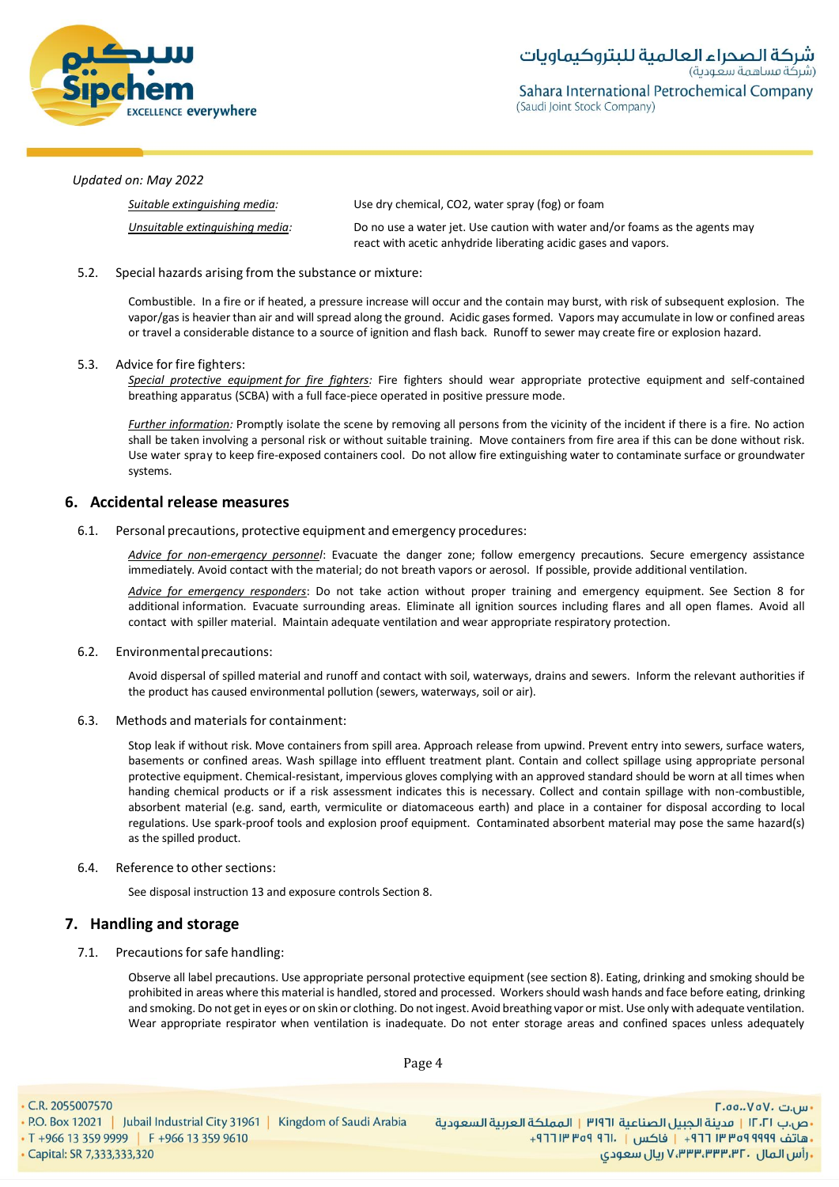*Updated on: May 2022*

*Suitable extinguishing media:* Use dry chemical, $CO_2$, water spray (fog) or foam

*Unsuitable extinguishing media:* Do no use a water jet. Use caution with water and/or foams as the agents may react with acetic anhydride liberating acidic gases and vapors.

5.2. Special hazards arising from the substance or mixture:

Combustible. In a fire or if heated, a pressure increase will occur and the contain may burst, with risk of subsequent explosion. The vapor/gas is heavier than air and will spread along the ground. Acidic gases formed. Vapors may accumulate in low or confined areas or travel a considerable distance to a source of ignition and flash back. Runoff to sewer may create fire or explosion hazard.

5.3. Advice for fire fighters:

*Special protective equipment for fire fighters:* Fire fighters should wear appropriate protective equipment and self-contained breathing apparatus (SCBA) with a full face-piece operated in positive pressure mode.

*Further information:* Promptly isolate the scene by removing all persons from the vicinity of the incident if there is a fire. No action shall be taken involving a personal risk or without suitable training. Move containers from fire area if this can be done without risk. Use water spray to keep fire-exposed containers cool. Do not allow fire extinguishing water to contaminate surface or groundwater systems.

## 6. Accidental release measures

6.1. Personal precautions, protective equipment and emergency procedures:

*Advice for non-emergency personnel*: Evacuate the danger zone; follow emergency precautions. Secure emergency assistance immediately. Avoid contact with the material; do not breath vapors or aerosol. If possible, provide additional ventilation.

*Advice for emergency responders*: Do not take action without proper training and emergency equipment. See Section 8 for additional information. Evacuate surrounding areas. Eliminate all ignition sources including flares and all open flames. Avoid all contact with spiller material. Maintain adequate ventilation and wear appropriate respiratory protection.

6.2. Environmental precautions:

Avoid dispersal of spilled material and runoff and contact with soil, waterways, drains and sewers. Inform the relevant authorities if the product has caused environmental pollution (sewers, waterways, soil or air).

6.3. Methods and materials for containment:

Stop leak if without risk. Move containers from spill area. Approach release from upwind. Prevent entry into sewers, surface waters, basements or confined areas. Wash spillage into effluent treatment plant. Contain and collect spillage using appropriate personal protective equipment. Chemical-resistant, impervious gloves complying with an approved standard should be worn at all times when handing chemical products or if a risk assessment indicates this is necessary. Collect and contain spillage with non-combustible, absorbent material (e.g. sand, earth, vermiculite or diatomaceous earth) and place in a container for disposal according to local regulations. Use spark-proof tools and explosion proof equipment. Contaminated absorbent material may pose the same hazard(s) as the spilled product.

6.4. Reference to other sections:

See disposal instruction 13 and exposure controls Section 8.

## 7. Handling and storage

7.1. Precautions for safe handling:

Observe all label precautions. Use appropriate personal protective equipment (see section 8). Eating, drinking and smoking should be prohibited in areas where this material is handled, stored and processed. Workers should wash hands and face before eating, drinking and smoking. Do not get in eyes or on skin or clothing. Do not ingest. Avoid breathing vapor or mist. Use only with adequate ventilation. Wear appropriate respirator when ventilation is inadequate. Do not enter storage areas and confined spaces unless adequately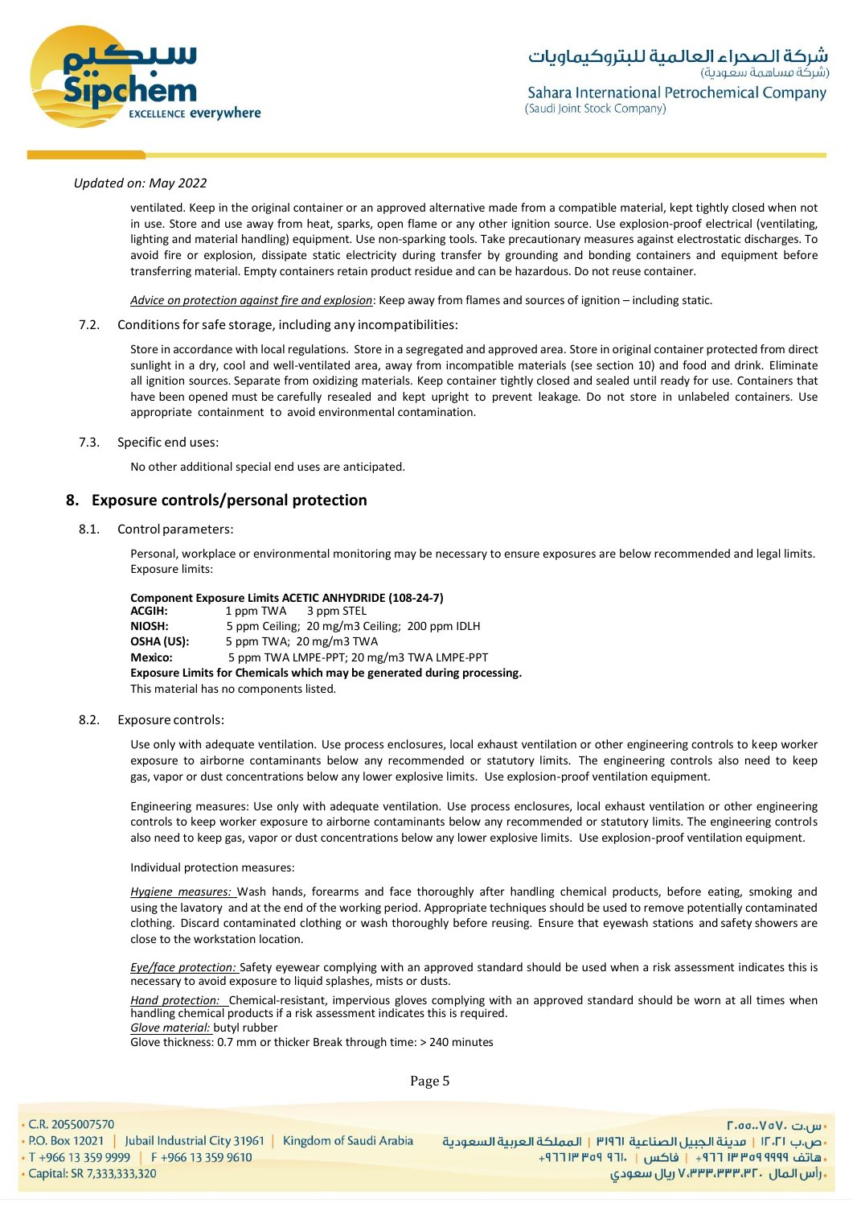Updated on: May 2022

ventilated. Keep in the original container or an approved alternative made from a compatible material, kept tightly closed when not in use. Store and use away from heat, sparks, open flame or any other ignition source. Use explosion-proof electrical (ventilating, lighting and material handling) equipment. Use non-sparking tools. Take precautionary measures against electrostatic discharges. To avoid fire or explosion, dissipate static electricity during transfer by grounding and bonding containers and equipment before transferring material. Empty containers retain product residue and can be hazardous. Do not reuse container.

*Advice on protection against fire and explosion*: Keep away from flames and sources of ignition – including static.

7.2. Conditions for safe storage, including any incompatibilities:

Store in accordance with local regulations. Store in a segregated and approved area. Store in original container protected from direct sunlight in a dry, cool and well-ventilated area, away from incompatible materials (see section 10) and food and drink. Eliminate all ignition sources. Separate from oxidizing materials. Keep container tightly closed and sealed until ready for use. Containers that have been opened must be carefully resealed and kept upright to prevent leakage. Do not store in unlabeled containers. Use appropriate containment to avoid environmental contamination.

7.3. Specific end uses:

No other additional special end uses are anticipated.

## 8. Exposure controls/personal protection

8.1. Control parameters:

Personal, workplace or environmental monitoring may be necessary to ensure exposures are below recommended and legal limits. Exposure limits:

**Component Exposure Limits ACETIC ANHYDRIDE (108-24-7)**
**ACGIH:** 1 ppm TWA 3 ppm STEL
**NIOSH:** 5 ppm Ceiling; 20 mg/m3 Ceiling; 200 ppm IDLH
**OSHA (US):** 5 ppm TWA; 20 mg/m3 TWA
**Mexico:** 5 ppm TWA LMPE-PPT; 20 mg/m3 TWA LMPE-PPT
**Exposure Limits for Chemicals which may be generated during processing.**
This material has no components listed.

8.2. Exposure controls:

Use only with adequate ventilation. Use process enclosures, local exhaust ventilation or other engineering controls to keep worker exposure to airborne contaminants below any recommended or statutory limits. The engineering controls also need to keep gas, vapor or dust concentrations below any lower explosive limits. Use explosion-proof ventilation equipment.

Engineering measures: Use only with adequate ventilation. Use process enclosures, local exhaust ventilation or other engineering controls to keep worker exposure to airborne contaminants below any recommended or statutory limits. The engineering controls also need to keep gas, vapor or dust concentrations below any lower explosive limits. Use explosion-proof ventilation equipment.

Individual protection measures:

*Hygiene measures:* Wash hands, forearms and face thoroughly after handling chemical products, before eating, smoking and using the lavatory and at the end of the working period. Appropriate techniques should be used to remove potentially contaminated clothing. Discard contaminated clothing or wash thoroughly before reusing. Ensure that eyewash stations and safety showers are close to the workstation location.

*Eye/face protection:* Safety eyewear complying with an approved standard should be used when a risk assessment indicates this is necessary to avoid exposure to liquid splashes, mists or dusts.

*Hand protection:* Chemical-resistant, impervious gloves complying with an approved standard should be worn at all times when handling chemical products if a risk assessment indicates this is required.
*Glove material:* butyl rubber
Glove thickness: 0.7 mm or thicker Break through time: > 240 minutes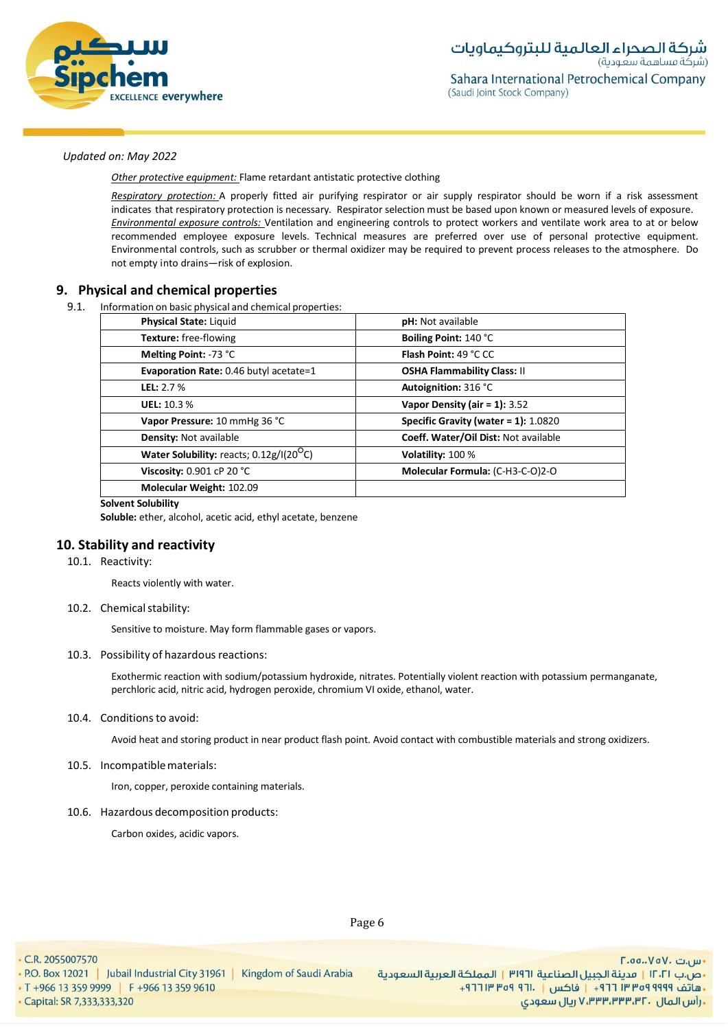*Updated on: May 2022*

Other protective equipment: Flame retardant antistatic protective clothing

Respiratory protection: A properly fitted air purifying respirator or air supply respirator should be worn if a risk assessment indicates that respiratory protection is necessary. Respirator selection must be based upon known or measured levels of exposure.
Environmental exposure controls: Ventilation and engineering controls to protect workers and ventilate work area to at or below recommended employee exposure levels. Technical measures are preferred over use of personal protective equipment. Environmental controls, such as scrubber or thermal oxidizer may be required to prevent process releases to the atmosphere. Do not empty into drains—risk of explosion.

## 9. Physical and chemical properties

9.1. Information on basic physical and chemical properties:

| | |
|---|---|
| **Physical State:** Liquid | **pH:** Not available |
| **Texture:** free-flowing | **Boiling Point:** 140 °C |
| **Melting Point:** -73 °C | **Flash Point:** 49 °C CC |
| **Evaporation Rate:** 0.46 butyl acetate=1 | **OSHA Flammability Class:** II |
| **LEL:** 2.7 % | **Autoignition:** 316 °C |
| **UEL:** 10.3 % | **Vapor Density (air = 1):** 3.52 |
| **Vapor Pressure:** 10 mmHg 36 °C | **Specific Gravity (water = 1):** 1.0820 |
| **Density:** Not available | **Coeff. Water/Oil Dist:** Not available |
| **Water Solubility:** reacts; 0.12g/l(20$^{O}$C) | **Volatility:** 100 % |
| **Viscosity:** 0.901 cP 20 °C | **Molecular Formula:** (C-H3-C-O)2-O |
| **Molecular Weight:** 102.09 | |

**Solvent Solubility**
**Soluble:** ether, alcohol, acetic acid, ethyl acetate, benzene

## 10. Stability and reactivity

10.1. Reactivity:

Reacts violently with water.

10.2. Chemical stability:

Sensitive to moisture. May form flammable gases or vapors.

10.3. Possibility of hazardous reactions:

Exothermic reaction with sodium/potassium hydroxide, nitrates. Potentially violent reaction with potassium permanganate, perchloric acid, nitric acid, hydrogen peroxide, chromium VI oxide, ethanol, water.

10.4. Conditions to avoid:

Avoid heat and storing product in near product flash point. Avoid contact with combustible materials and strong oxidizers.

10.5. Incompatible materials:

Iron, copper, peroxide containing materials.

10.6. Hazardous decomposition products:

Carbon oxides, acidic vapors.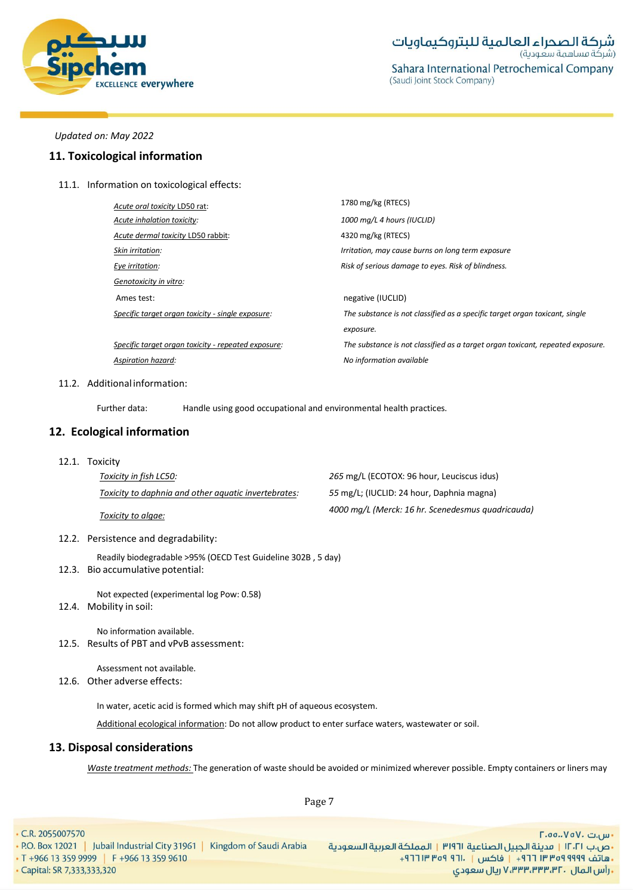*Updated on: May 2022*

## 11. Toxicological information

11.1. Information on toxicological effects:

| | |
|---|---|
| Acute oral toxicity LD50 rat: | 1780 mg/kg (RTECS) |
| Acute inhalation toxicity: | *1000 mg/L 4 hours (IUCLID)* |
| Acute dermal toxicity LD50 rabbit: | 4320 mg/kg (RTECS) |
| Skin irritation: | *Irritation, may cause burns on long term exposure* |
| Eye irritation: | *Risk of serious damage to eyes. Risk of blindness.* |
| Genotoxicity in vitro: | |
| Ames test: | negative (IUCLID) |
| Specific target organ toxicity - single exposure: | *The substance is not classified as a specific target organ toxicant, single exposure.* |
| Specific target organ toxicity - repeated exposure: | *The substance is not classified as a target organ toxicant, repeated exposure.* |
| Aspiration hazard: | *No information available* |

11.2. Additional information:

Further data: Handle using good occupational and environmental health practices.

## 12. Ecological information

12.1. Toxicity

| | |
|---|---|
| Toxicity in fish LC50: | *265* mg/L (ECOTOX: 96 hour, Leuciscus idus) |
| Toxicity to daphnia and other aquatic invertebrates: | *55* mg/L; (IUCLID: 24 hour, Daphnia magna) |
| Toxicity to algae: | *4000 mg/L (Merck: 16 hr. Scenedesmus quadricauda)* |

12.2. Persistence and degradability:

Readily biodegradable >95% (OECD Test Guideline 302B , 5 day)

12.3. Bio accumulative potential:

Not expected (experimental log Pow: 0.58)

12.4. Mobility in soil:

No information available.

12.5. Results of PBT and vPvB assessment:

Assessment not available.

12.6. Other adverse effects:

In water, acetic acid is formed which may shift pH of aqueous ecosystem.

Additional ecological information: Do not allow product to enter surface waters, wastewater or soil.

## 13. Disposal considerations

*Waste treatment methods:* The generation of waste should be avoided or minimized wherever possible. Empty containers or liners may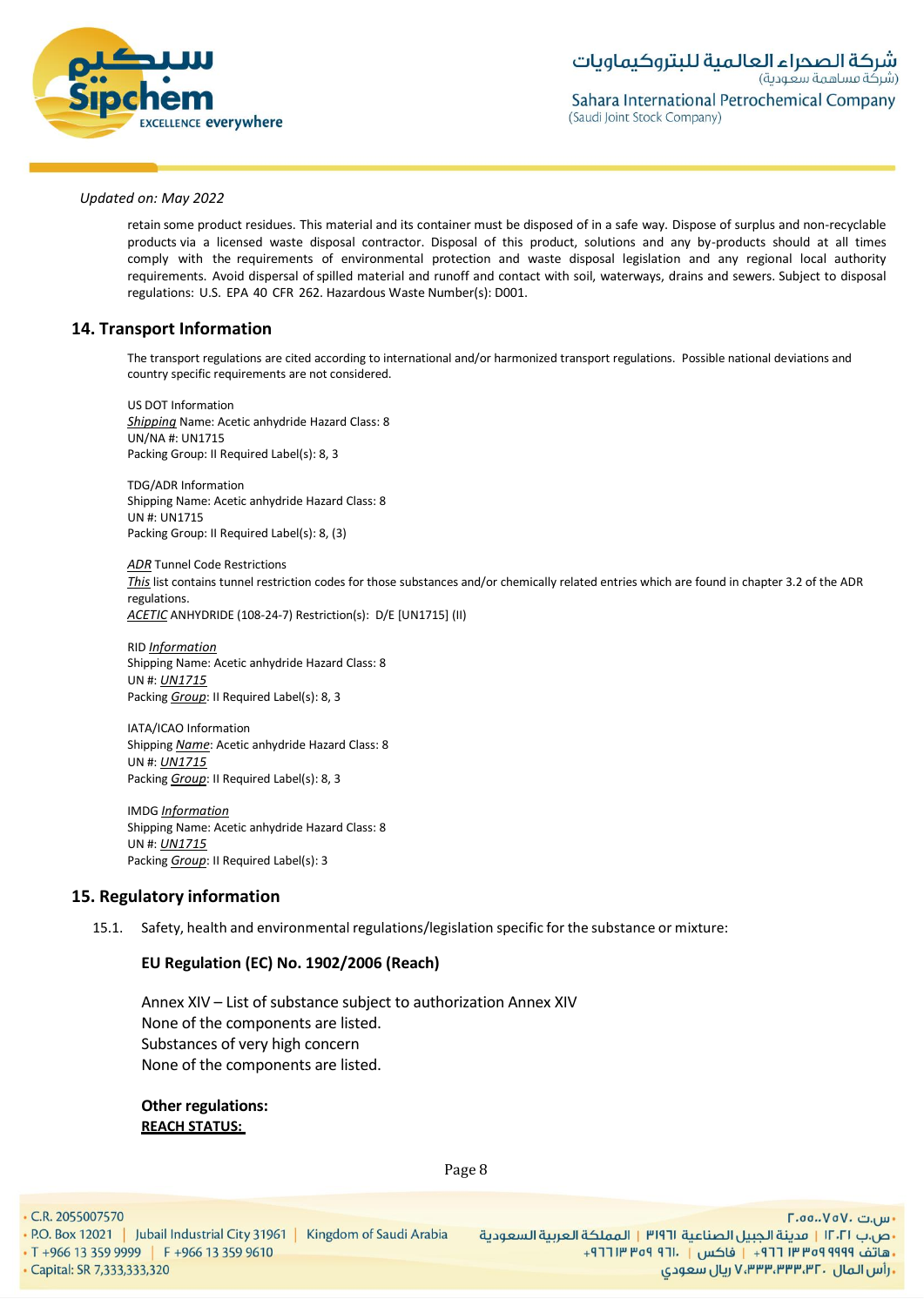*Updated on: May 2022*

retain some product residues. This material and its container must be disposed of in a safe way. Dispose of surplus and non-recyclable products via a licensed waste disposal contractor. Disposal of this product, solutions and any by-products should at all times comply with the requirements of environmental protection and waste disposal legislation and any regional local authority requirements. Avoid dispersal of spilled material and runoff and contact with soil, waterways, drains and sewers. Subject to disposal regulations: U.S. EPA 40 CFR 262. Hazardous Waste Number(s): D001.

## 14. Transport Information

The transport regulations are cited according to international and/or harmonized transport regulations. Possible national deviations and country specific requirements are not considered.

US DOT Information
*Shipping* Name: Acetic anhydride Hazard Class: 8
UN/NA #: UN1715
Packing Group: II Required Label(s): 8, 3

TDG/ADR Information
Shipping Name: Acetic anhydride Hazard Class: 8
UN #: UN1715
Packing Group: II Required Label(s): 8, (3)

*ADR* Tunnel Code Restrictions
*This* list contains tunnel restriction codes for those substances and/or chemically related entries which are found in chapter 3.2 of the ADR regulations.
*ACETIC* ANHYDRIDE (108-24-7) Restriction(s): D/E [UN1715] (II)

RID *Information*
Shipping Name: Acetic anhydride Hazard Class: 8
UN #: *UN1715*
Packing *Group*: II Required Label(s): 8, 3

IATA/ICAO Information
Shipping *Name*: Acetic anhydride Hazard Class: 8
UN #: *UN1715*
Packing *Group*: II Required Label(s): 8, 3

IMDG *Information*
Shipping Name: Acetic anhydride Hazard Class: 8
UN #: *UN1715*
Packing *Group*: II Required Label(s): 3

## 15. Regulatory information

15.1. Safety, health and environmental regulations/legislation specific for the substance or mixture:

**EU Regulation (EC) No. 1902/2006 (Reach)**

Annex XIV – List of substance subject to authorization Annex XIV
None of the components are listed.
Substances of very high concern
None of the components are listed.

**Other regulations:**
**REACH STATUS:**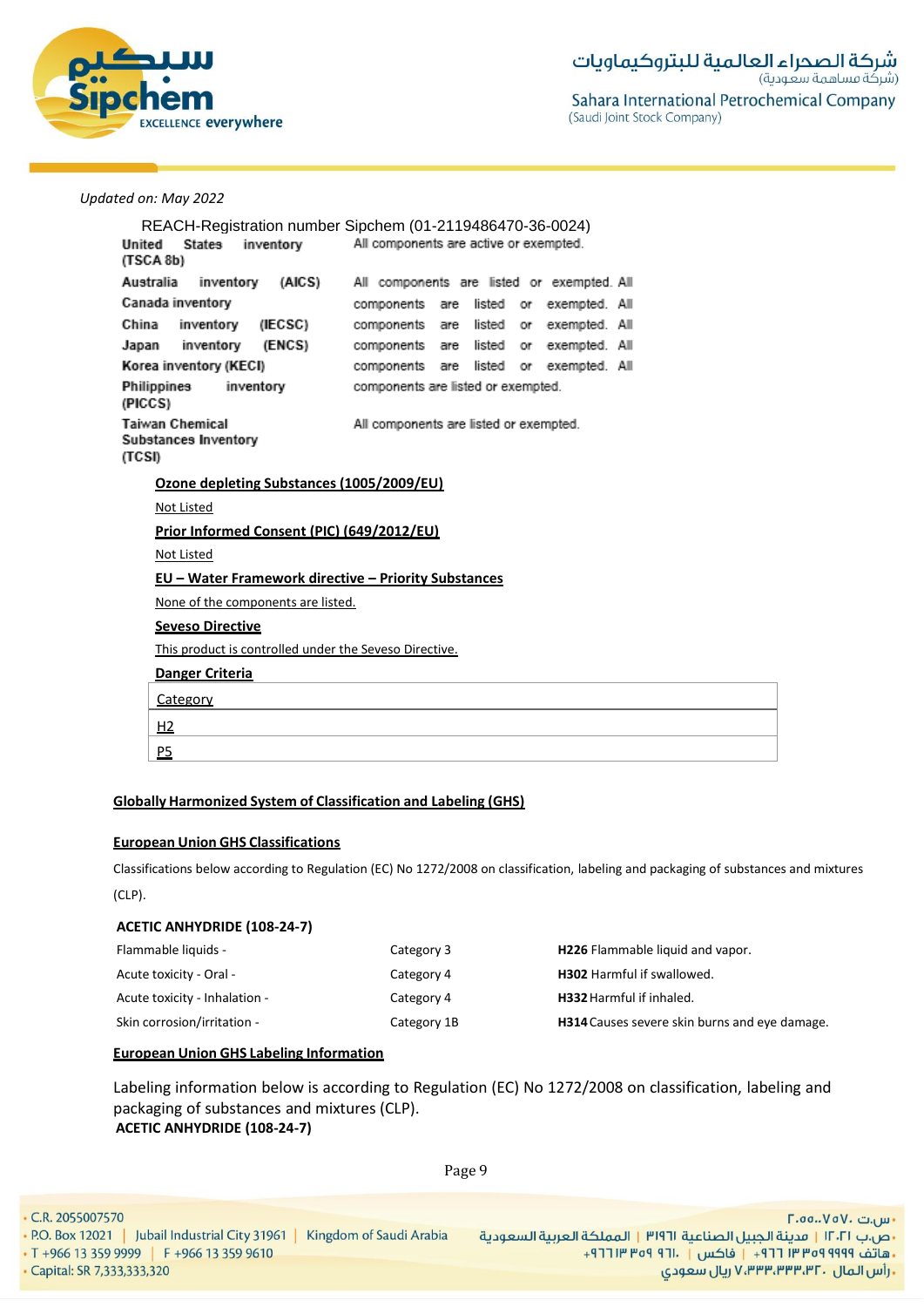*Updated on: May 2022*

REACH-Registration number Sipchem (01-2119486470-36-0024)

| | |
|---|---|
| United States inventory (TSCA 8b) | All components are active or exempted. |
| Australia inventory (AICS) | All components are listed or exempted. All |
| Canada inventory | components are listed or exempted. All |
| China inventory (IECSC) | components are listed or exempted. All |
| Japan inventory (ENCS) | components are listed or exempted. All |
| Korea inventory (KECI) | components are listed or exempted. All |
| Philippines inventory (PICCS) | components are listed or exempted. |
| Taiwan Chemical Substances Inventory (TCSI) | All components are listed or exempted. |

**Ozone depleting Substances (1005/2009/EU)**

Not Listed

**Prior Informed Consent (PIC) (649/2012/EU)**

Not Listed

**EU – Water Framework directive – Priority Substances**

None of the components are listed.

**Seveso Directive**

This product is controlled under the Seveso Directive.

**Danger Criteria**

| Category |
|---|
| H2 |
| P5 |

**Globally Harmonized System of Classification and Labeling (GHS)**

**European Union GHS Classifications**

Classifications below according to Regulation (EC) No 1272/2008 on classification, labeling and packaging of substances and mixtures (CLP).

**ACETIC ANHYDRIDE (108-24-7)**

| | | |
|---|---|---|
| Flammable liquids - | Category 3 | **H226** Flammable liquid and vapor. |
| Acute toxicity - Oral - | Category 4 | **H302** Harmful if swallowed. |
| Acute toxicity - Inhalation - | Category 4 | **H332** Harmful if inhaled. |
| Skin corrosion/irritation - | Category 1B | **H314** Causes severe skin burns and eye damage. |

**European Union GHS Labeling Information**

Labeling information below is according to Regulation (EC) No 1272/2008 on classification, labeling and packaging of substances and mixtures (CLP).

**ACETIC ANHYDRIDE (108-24-7)**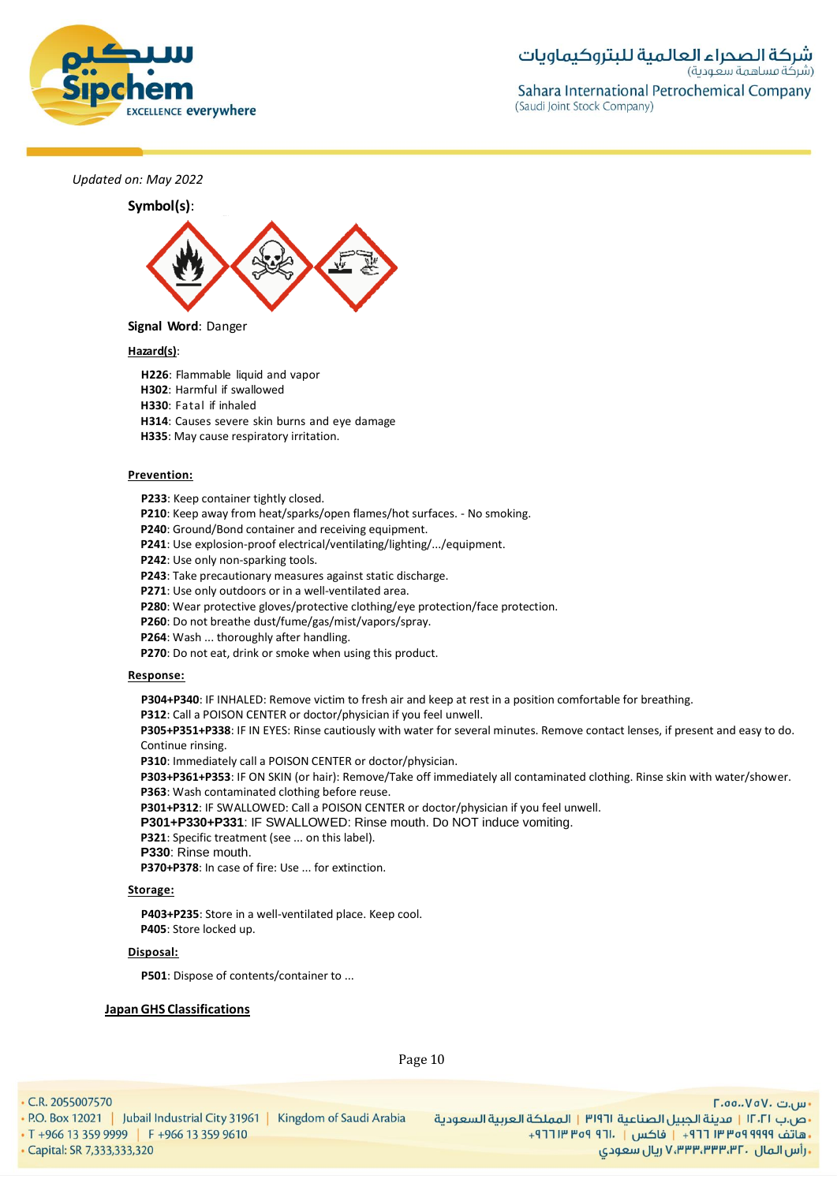*Updated on: May 2022*

**Symbol(s)**:

**Signal Word**: Danger

**Hazard(s)**:

**H226**: Flammable liquid and vapor
**H302**: Harmful if swallowed
**H330**: Fatal if inhaled
**H314**: Causes severe skin burns and eye damage
**H335**: May cause respiratory irritation.

**Prevention:**

**P233**: Keep container tightly closed.
**P210**: Keep away from heat/sparks/open flames/hot surfaces. - No smoking.
**P240**: Ground/Bond container and receiving equipment.
**P241**: Use explosion-proof electrical/ventilating/lighting/.../equipment.
**P242**: Use only non-sparking tools.
**P243**: Take precautionary measures against static discharge.
**P271**: Use only outdoors or in a well-ventilated area.
**P280**: Wear protective gloves/protective clothing/eye protection/face protection.
**P260**: Do not breathe dust/fume/gas/mist/vapors/spray.
**P264**: Wash ... thoroughly after handling.
**P270**: Do not eat, drink or smoke when using this product.

**Response:**

**P304+P340**: IF INHALED: Remove victim to fresh air and keep at rest in a position comfortable for breathing.
**P312**: Call a POISON CENTER or doctor/physician if you feel unwell.
**P305+P351+P338**: IF IN EYES: Rinse cautiously with water for several minutes. Remove contact lenses, if present and easy to do. Continue rinsing.
**P310**: Immediately call a POISON CENTER or doctor/physician.
**P303+P361+P353**: IF ON SKIN (or hair): Remove/Take off immediately all contaminated clothing. Rinse skin with water/shower.
**P363**: Wash contaminated clothing before reuse.
**P301+P312**: IF SWALLOWED: Call a POISON CENTER or doctor/physician if you feel unwell.
**P301+P330+P331**: IF SWALLOWED: Rinse mouth. Do NOT induce vomiting.
**P321**: Specific treatment (see ... on this label).
**P330**: Rinse mouth.
**P370+P378**: In case of fire: Use ... for extinction.

**Storage:**

**P403+P235**: Store in a well-ventilated place. Keep cool.
**P405**: Store locked up.

**Disposal:**

**P501**: Dispose of contents/container to ...

**Japan GHS Classifications**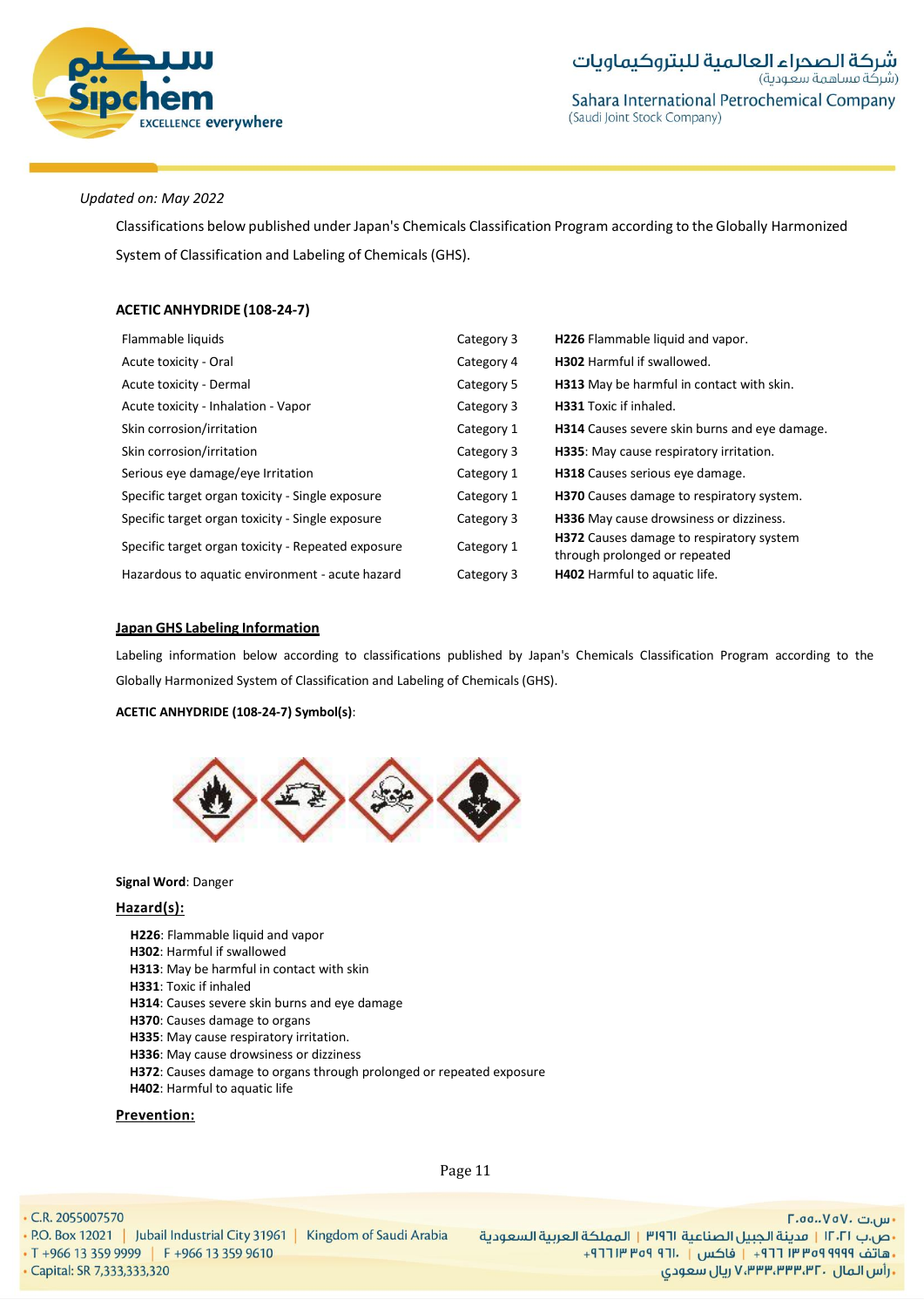*Updated on: May 2022*

Classifications below published under Japan's Chemicals Classification Program according to the Globally Harmonized System of Classification and Labeling of Chemicals (GHS).

**ACETIC ANHYDRIDE (108-24-7)**

| | | |
|---|---|---|
| Flammable liquids | Category 3 | **H226** Flammable liquid and vapor. |
| Acute toxicity - Oral | Category 4 | **H302** Harmful if swallowed. |
| Acute toxicity - Dermal | Category 5 | **H313** May be harmful in contact with skin. |
| Acute toxicity - Inhalation - Vapor | Category 3 | **H331** Toxic if inhaled. |
| Skin corrosion/irritation | Category 1 | **H314** Causes severe skin burns and eye damage. |
| Skin corrosion/irritation | Category 3 | **H335**: May cause respiratory irritation. |
| Serious eye damage/eye Irritation | Category 1 | **H318** Causes serious eye damage. |
| Specific target organ toxicity - Single exposure | Category 1 | **H370** Causes damage to respiratory system. |
| Specific target organ toxicity - Single exposure | Category 3 | **H336** May cause drowsiness or dizziness. |
| Specific target organ toxicity - Repeated exposure | Category 1 | **H372** Causes damage to respiratory system through prolonged or repeated |
| Hazardous to aquatic environment - acute hazard | Category 3 | **H402** Harmful to aquatic life. |

**Japan GHS Labeling Information**

Labeling information below according to classifications published by Japan's Chemicals Classification Program according to the Globally Harmonized System of Classification and Labeling of Chemicals (GHS).

**ACETIC ANHYDRIDE (108-24-7) Symbol(s)**:

**Signal Word**: Danger

**Hazard(s):**

**H226**: Flammable liquid and vapor
**H302**: Harmful if swallowed
**H313**: May be harmful in contact with skin
**H331**: Toxic if inhaled
**H314**: Causes severe skin burns and eye damage
**H370**: Causes damage to organs
**H335**: May cause respiratory irritation.
**H336**: May cause drowsiness or dizziness
**H372**: Causes damage to organs through prolonged or repeated exposure
**H402**: Harmful to aquatic life

**Prevention:**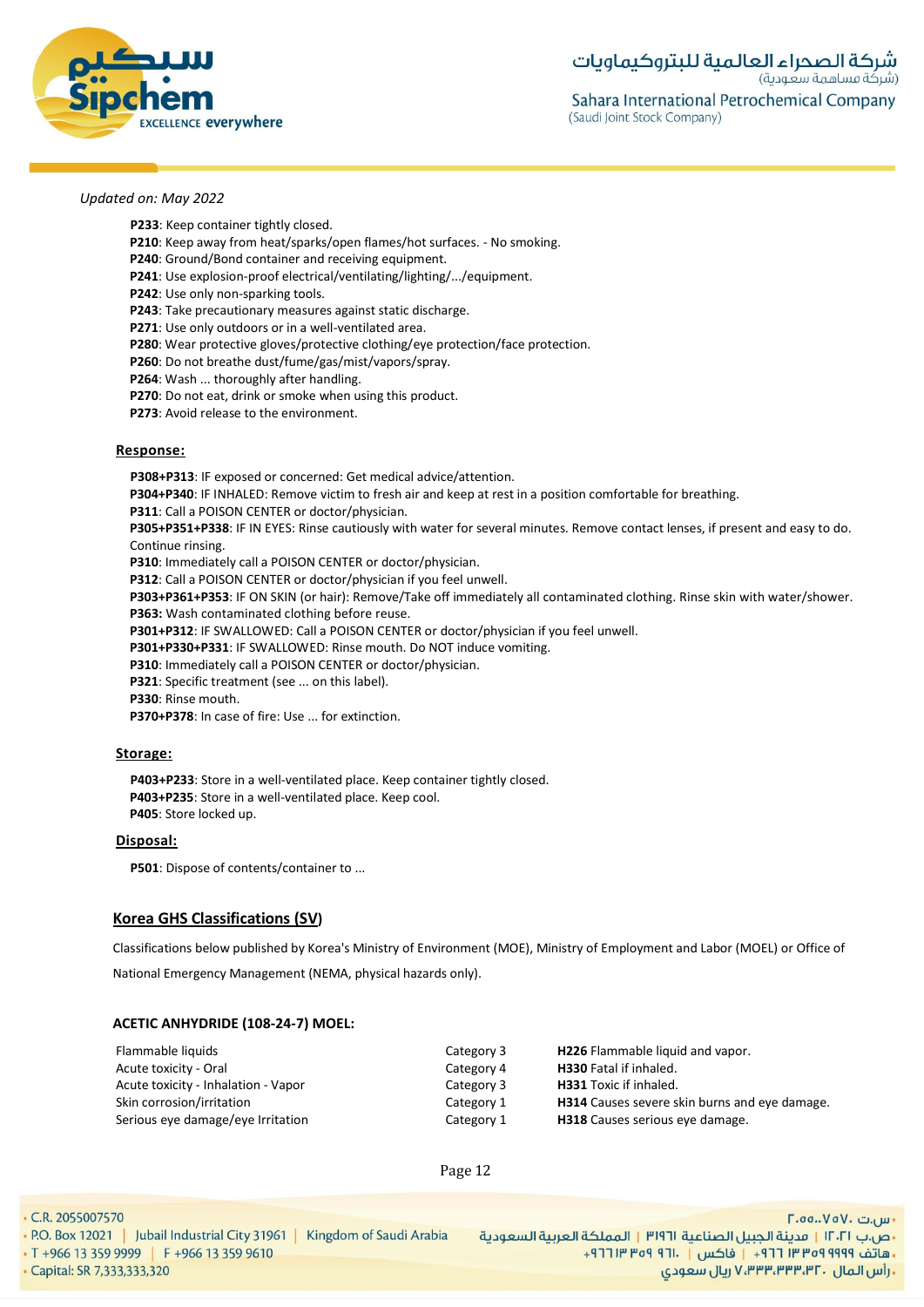*Updated on: May 2022*

**P233**: Keep container tightly closed.
**P210**: Keep away from heat/sparks/open flames/hot surfaces. - No smoking.
**P240**: Ground/Bond container and receiving equipment.
**P241**: Use explosion-proof electrical/ventilating/lighting/.../equipment.
**P242**: Use only non-sparking tools.
**P243**: Take precautionary measures against static discharge.
**P271**: Use only outdoors or in a well-ventilated area.
**P280**: Wear protective gloves/protective clothing/eye protection/face protection.
**P260**: Do not breathe dust/fume/gas/mist/vapors/spray.
**P264**: Wash ... thoroughly after handling.
**P270**: Do not eat, drink or smoke when using this product.
**P273**: Avoid release to the environment.

**Response:**

**P308+P313**: IF exposed or concerned: Get medical advice/attention.
**P304+P340**: IF INHALED: Remove victim to fresh air and keep at rest in a position comfortable for breathing.
**P311**: Call a POISON CENTER or doctor/physician.
**P305+P351+P338**: IF IN EYES: Rinse cautiously with water for several minutes. Remove contact lenses, if present and easy to do. Continue rinsing.
**P310**: Immediately call a POISON CENTER or doctor/physician.
**P312**: Call a POISON CENTER or doctor/physician if you feel unwell.
**P303+P361+P353**: IF ON SKIN (or hair): Remove/Take off immediately all contaminated clothing. Rinse skin with water/shower.
**P363**: Wash contaminated clothing before reuse.
**P301+P312**: IF SWALLOWED: Call a POISON CENTER or doctor/physician if you feel unwell.
**P301+P330+P331**: IF SWALLOWED: Rinse mouth. Do NOT induce vomiting.
**P310**: Immediately call a POISON CENTER or doctor/physician.
**P321**: Specific treatment (see ... on this label).
**P330**: Rinse mouth.
**P370+P378**: In case of fire: Use ... for extinction.

**Storage:**

**P403+P233**: Store in a well-ventilated place. Keep container tightly closed.
**P403+P235**: Store in a well-ventilated place. Keep cool.
**P405**: Store locked up.

**Disposal:**

**P501**: Dispose of contents/container to ...

## Korea GHS Classifications (SV)

Classifications below published by Korea's Ministry of Environment (MOE), Ministry of Employment and Labor (MOEL) or Office of National Emergency Management (NEMA, physical hazards only).

**ACETIC ANHYDRIDE (108-24-7) MOEL:**

| | | |
|---|---|---|
| Flammable liquids | Category 3 | **H226** Flammable liquid and vapor. |
| Acute toxicity - Oral | Category 4 | **H330** Fatal if inhaled. |
| Acute toxicity - Inhalation - Vapor | Category 3 | **H331** Toxic if inhaled. |
| Skin corrosion/irritation | Category 1 | **H314** Causes severe skin burns and eye damage. |
| Serious eye damage/eye Irritation | Category 1 | **H318** Causes serious eye damage. |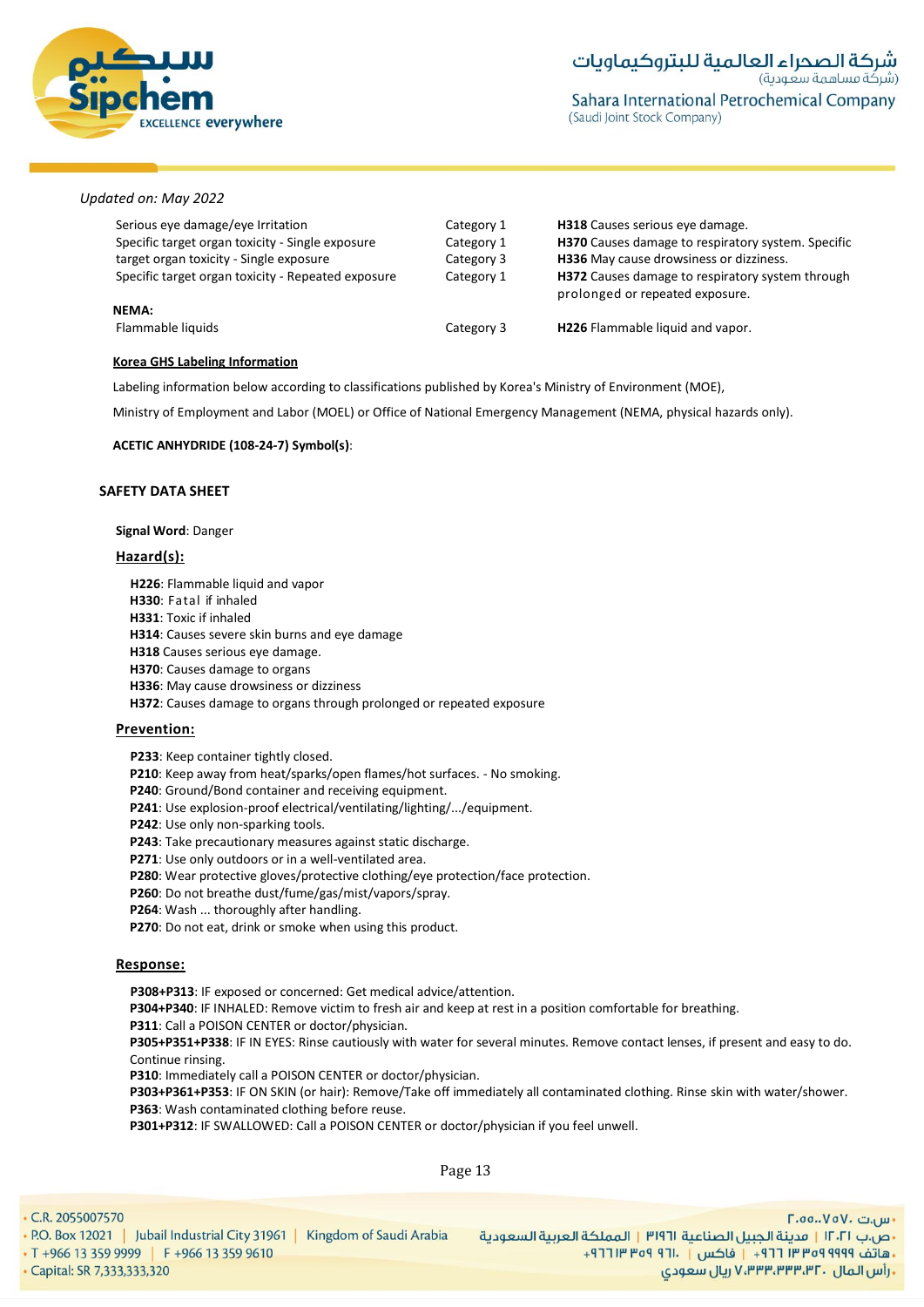*Updated on: May 2022*

| | | |
|---|---|---|
| Serious eye damage/eye Irritation | Category 1 | **H318** Causes serious eye damage. |
| Specific target organ toxicity - Single exposure | Category 1 | **H370** Causes damage to respiratory system. Specific |
| target organ toxicity - Single exposure | Category 3 | **H336** May cause drowsiness or dizziness. |
| Specific target organ toxicity - Repeated exposure | Category 1 | **H372** Causes damage to respiratory system through prolonged or repeated exposure. |
| **NEMA:** | | |
| Flammable liquids | Category 3 | **H226** Flammable liquid and vapor. |

**Korea GHS Labeling Information**

Labeling information below according to classifications published by Korea's Ministry of Environment (MOE),

Ministry of Employment and Labor (MOEL) or Office of National Emergency Management (NEMA, physical hazards only).

**ACETIC ANHYDRIDE (108-24-7) Symbol(s)**:

**SAFETY DATA SHEET**

**Signal Word**: Danger

**Hazard(s):**

**H226**: Flammable liquid and vapor
**H330**: Fatal if inhaled
**H331**: Toxic if inhaled
**H314**: Causes severe skin burns and eye damage
**H318** Causes serious eye damage.
**H370**: Causes damage to organs
**H336**: May cause drowsiness or dizziness
**H372**: Causes damage to organs through prolonged or repeated exposure

**Prevention:**

**P233**: Keep container tightly closed.
**P210**: Keep away from heat/sparks/open flames/hot surfaces. - No smoking.
**P240**: Ground/Bond container and receiving equipment.
**P241**: Use explosion-proof electrical/ventilating/lighting/.../equipment.
**P242**: Use only non-sparking tools.
**P243**: Take precautionary measures against static discharge.
**P271**: Use only outdoors or in a well-ventilated area.
**P280**: Wear protective gloves/protective clothing/eye protection/face protection.
**P260**: Do not breathe dust/fume/gas/mist/vapors/spray.
**P264**: Wash ... thoroughly after handling.
**P270**: Do not eat, drink or smoke when using this product.

**Response:**

**P308+P313**: IF exposed or concerned: Get medical advice/attention.
**P304+P340**: IF INHALED: Remove victim to fresh air and keep at rest in a position comfortable for breathing.
**P311**: Call a POISON CENTER or doctor/physician.
**P305+P351+P338**: IF IN EYES: Rinse cautiously with water for several minutes. Remove contact lenses, if present and easy to do. Continue rinsing.
**P310**: Immediately call a POISON CENTER or doctor/physician.
**P303+P361+P353**: IF ON SKIN (or hair): Remove/Take off immediately all contaminated clothing. Rinse skin with water/shower.
**P363**: Wash contaminated clothing before reuse.
**P301+P312**: IF SWALLOWED: Call a POISON CENTER or doctor/physician if you feel unwell.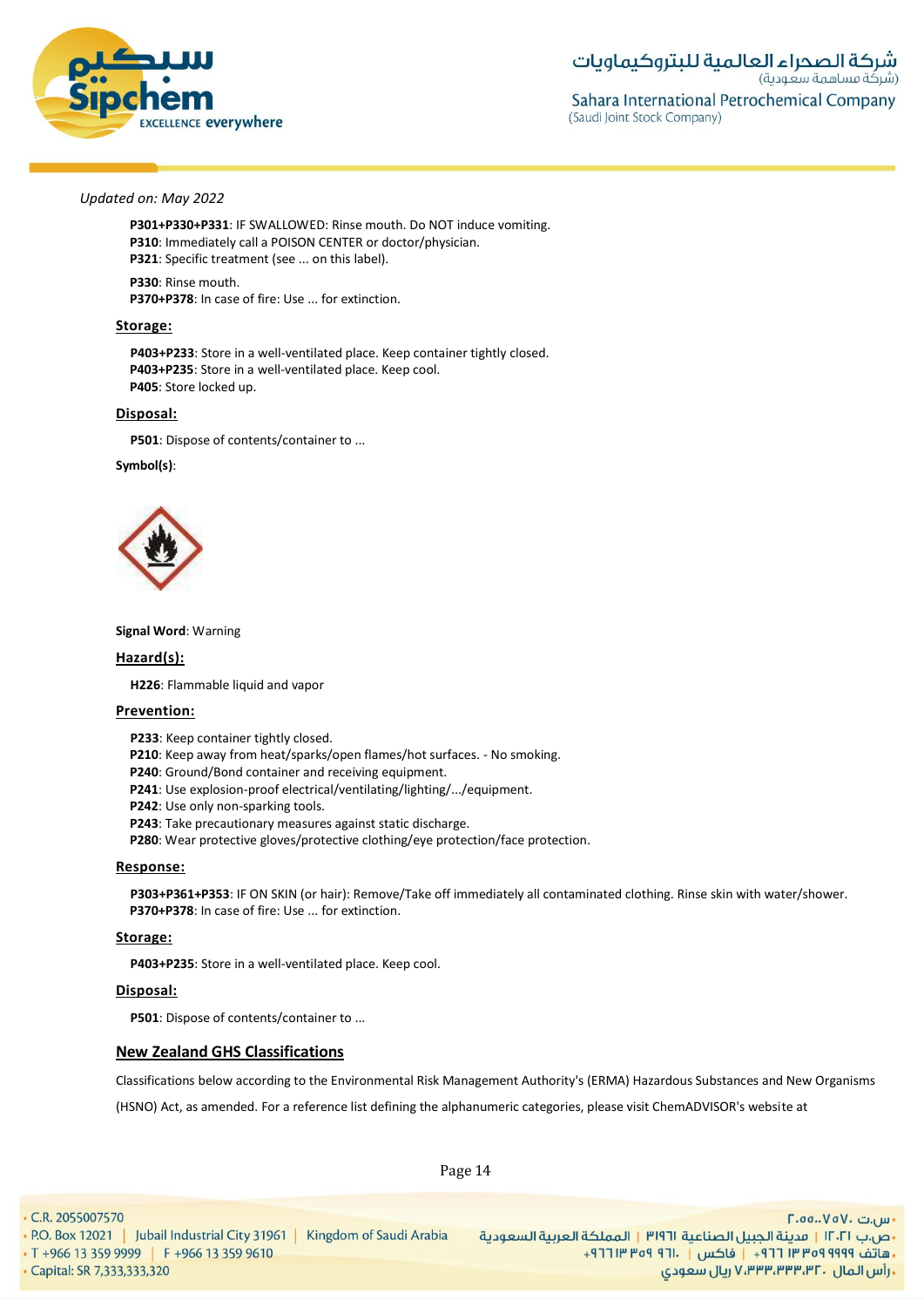*Updated on: May 2022*

**P301+P330+P331**: IF SWALLOWED: Rinse mouth. Do NOT induce vomiting.
**P310**: Immediately call a POISON CENTER or doctor/physician.
**P321**: Specific treatment (see ... on this label).

**P330**: Rinse mouth.
**P370+P378**: In case of fire: Use ... for extinction.

**Storage:**

**P403+P233**: Store in a well-ventilated place. Keep container tightly closed.
**P403+P235**: Store in a well-ventilated place. Keep cool.
**P405**: Store locked up.

**Disposal:**

**P501**: Dispose of contents/container to ...

**Symbol(s)**:

**Signal Word**: Warning

**Hazard(s):**

**H226**: Flammable liquid and vapor

**Prevention:**

**P233**: Keep container tightly closed.
**P210**: Keep away from heat/sparks/open flames/hot surfaces. - No smoking.
**P240**: Ground/Bond container and receiving equipment.
**P241**: Use explosion-proof electrical/ventilating/lighting/.../equipment.
**P242**: Use only non-sparking tools.
**P243**: Take precautionary measures against static discharge.
**P280**: Wear protective gloves/protective clothing/eye protection/face protection.

**Response:**

**P303+P361+P353**: IF ON SKIN (or hair): Remove/Take off immediately all contaminated clothing. Rinse skin with water/shower.
**P370+P378**: In case of fire: Use ... for extinction.

**Storage:**

**P403+P235**: Store in a well-ventilated place. Keep cool.

**Disposal:**

**P501**: Dispose of contents/container to ...

## New Zealand GHS Classifications

Classifications below according to the Environmental Risk Management Authority's (ERMA) Hazardous Substances and New Organisms (HSNO) Act, as amended. For a reference list defining the alphanumeric categories, please visit ChemADVISOR's website at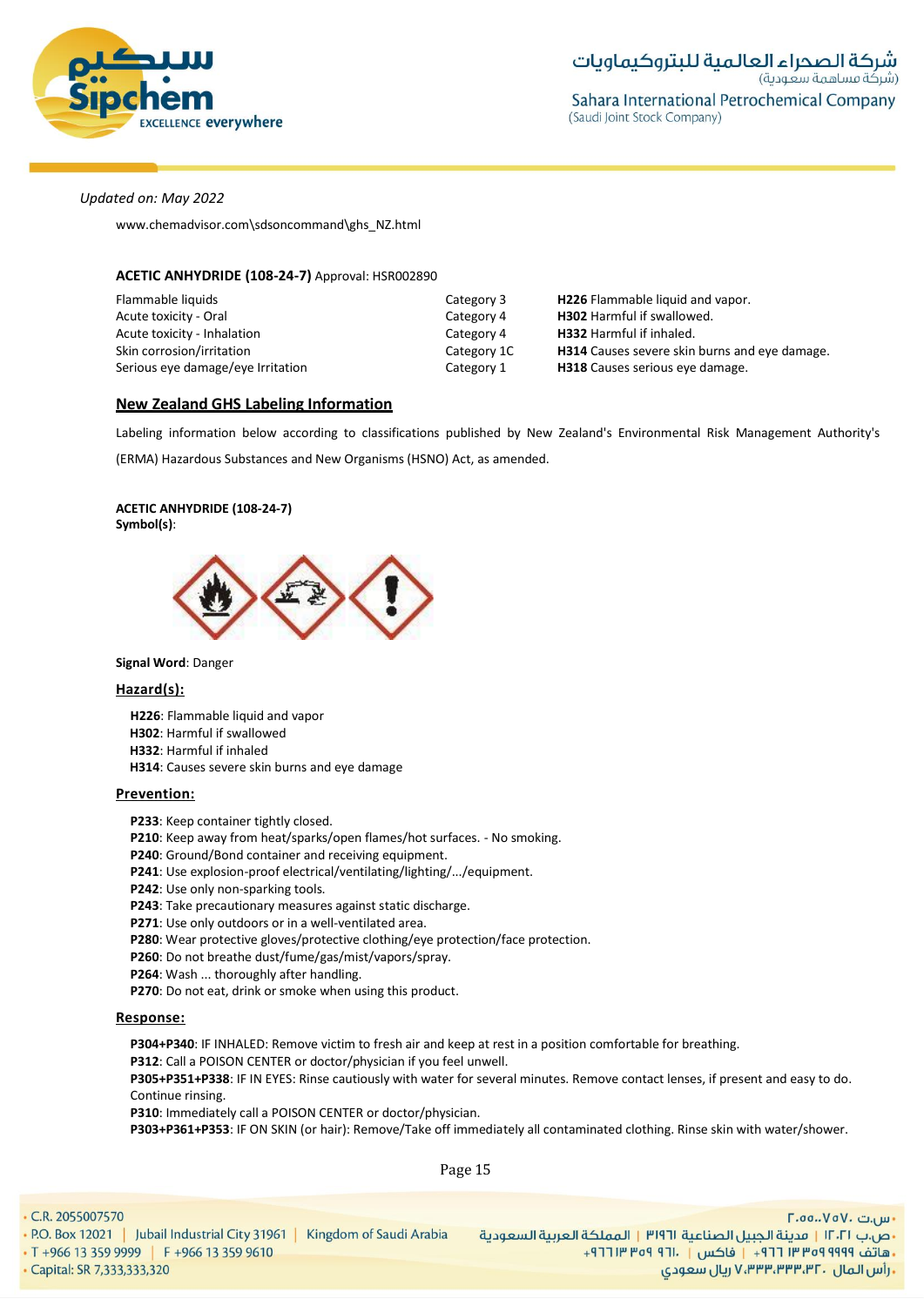*Updated on: May 2022*

www.chemadvisor.com\sdsoncommand\ghs_NZ.html

**ACETIC ANHYDRIDE (108-24-7)** Approval: HSR002890

| | | |
|---|---|---|
| Flammable liquids | Category 3 | **H226** Flammable liquid and vapor. |
| Acute toxicity - Oral | Category 4 | **H302** Harmful if swallowed. |
| Acute toxicity - Inhalation | Category 4 | **H332** Harmful if inhaled. |
| Skin corrosion/irritation | Category 1C | **H314** Causes severe skin burns and eye damage. |
| Serious eye damage/eye Irritation | Category 1 | **H318** Causes serious eye damage. |

## New Zealand GHS Labeling Information

Labeling information below according to classifications published by New Zealand's Environmental Risk Management Authority's (ERMA) Hazardous Substances and New Organisms (HSNO) Act, as amended.

**ACETIC ANHYDRIDE (108-24-7)**
**Symbol(s)**:

**Signal Word**: Danger

### Hazard(s):

**H226**: Flammable liquid and vapor
**H302**: Harmful if swallowed
**H332**: Harmful if inhaled
**H314**: Causes severe skin burns and eye damage

### Prevention:

**P233**: Keep container tightly closed.
**P210**: Keep away from heat/sparks/open flames/hot surfaces. - No smoking.
**P240**: Ground/Bond container and receiving equipment.
**P241**: Use explosion-proof electrical/ventilating/lighting/.../equipment.
**P242**: Use only non-sparking tools.
**P243**: Take precautionary measures against static discharge.
**P271**: Use only outdoors or in a well-ventilated area.
**P280**: Wear protective gloves/protective clothing/eye protection/face protection.
**P260**: Do not breathe dust/fume/gas/mist/vapors/spray.
**P264**: Wash ... thoroughly after handling.
**P270**: Do not eat, drink or smoke when using this product.

### Response:

**P304+P340**: IF INHALED: Remove victim to fresh air and keep at rest in a position comfortable for breathing.
**P312**: Call a POISON CENTER or doctor/physician if you feel unwell.
**P305+P351+P338**: IF IN EYES: Rinse cautiously with water for several minutes. Remove contact lenses, if present and easy to do. Continue rinsing.
**P310**: Immediately call a POISON CENTER or doctor/physician.
**P303+P361+P353**: IF ON SKIN (or hair): Remove/Take off immediately all contaminated clothing. Rinse skin with water/shower.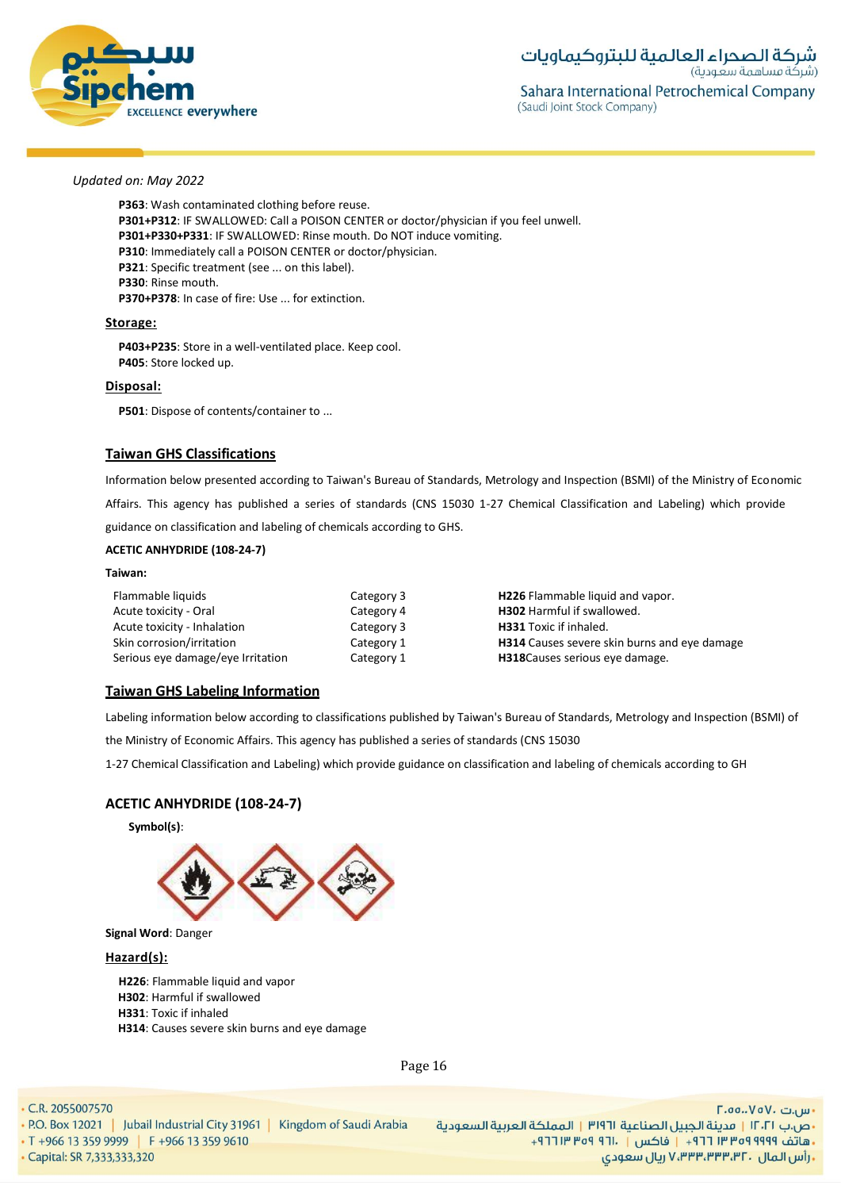*Updated on: May 2022*

**P363**: Wash contaminated clothing before reuse.
**P301+P312**: IF SWALLOWED: Call a POISON CENTER or doctor/physician if you feel unwell.
**P301+P330+P331**: IF SWALLOWED: Rinse mouth. Do NOT induce vomiting.
**P310**: Immediately call a POISON CENTER or doctor/physician.
**P321**: Specific treatment (see ... on this label).
**P330**: Rinse mouth.
**P370+P378**: In case of fire: Use ... for extinction.

**Storage:**

**P403+P235**: Store in a well-ventilated place. Keep cool.
**P405**: Store locked up.

**Disposal:**

**P501**: Dispose of contents/container to ...

## Taiwan GHS Classifications

Information below presented according to Taiwan's Bureau of Standards, Metrology and Inspection (BSMI) of the Ministry of Economic Affairs. This agency has published a series of standards (CNS 15030 1-27 Chemical Classification and Labeling) which provide guidance on classification and labeling of chemicals according to GHS.

**ACETIC ANHYDRIDE (108-24-7)**

**Taiwan:**

| | | |
|---|---|---|
| Flammable liquids | Category 3 | **H226** Flammable liquid and vapor. |
| Acute toxicity - Oral | Category 4 | **H302** Harmful if swallowed. |
| Acute toxicity - Inhalation | Category 3 | **H331** Toxic if inhaled. |
| Skin corrosion/irritation | Category 1 | **H314** Causes severe skin burns and eye damage |
| Serious eye damage/eye Irritation | Category 1 | **H318**Causes serious eye damage. |

## Taiwan GHS Labeling Information

Labeling information below according to classifications published by Taiwan's Bureau of Standards, Metrology and Inspection (BSMI) of the Ministry of Economic Affairs. This agency has published a series of standards (CNS 15030 1-27 Chemical Classification and Labeling) which provide guidance on classification and labeling of chemicals according to GH

### ACETIC ANHYDRIDE (108-24-7)

**Symbol(s)**:

**Signal Word**: Danger

**Hazard(s):**

**H226**: Flammable liquid and vapor
**H302**: Harmful if swallowed
**H331**: Toxic if inhaled
**H314**: Causes severe skin burns and eye damage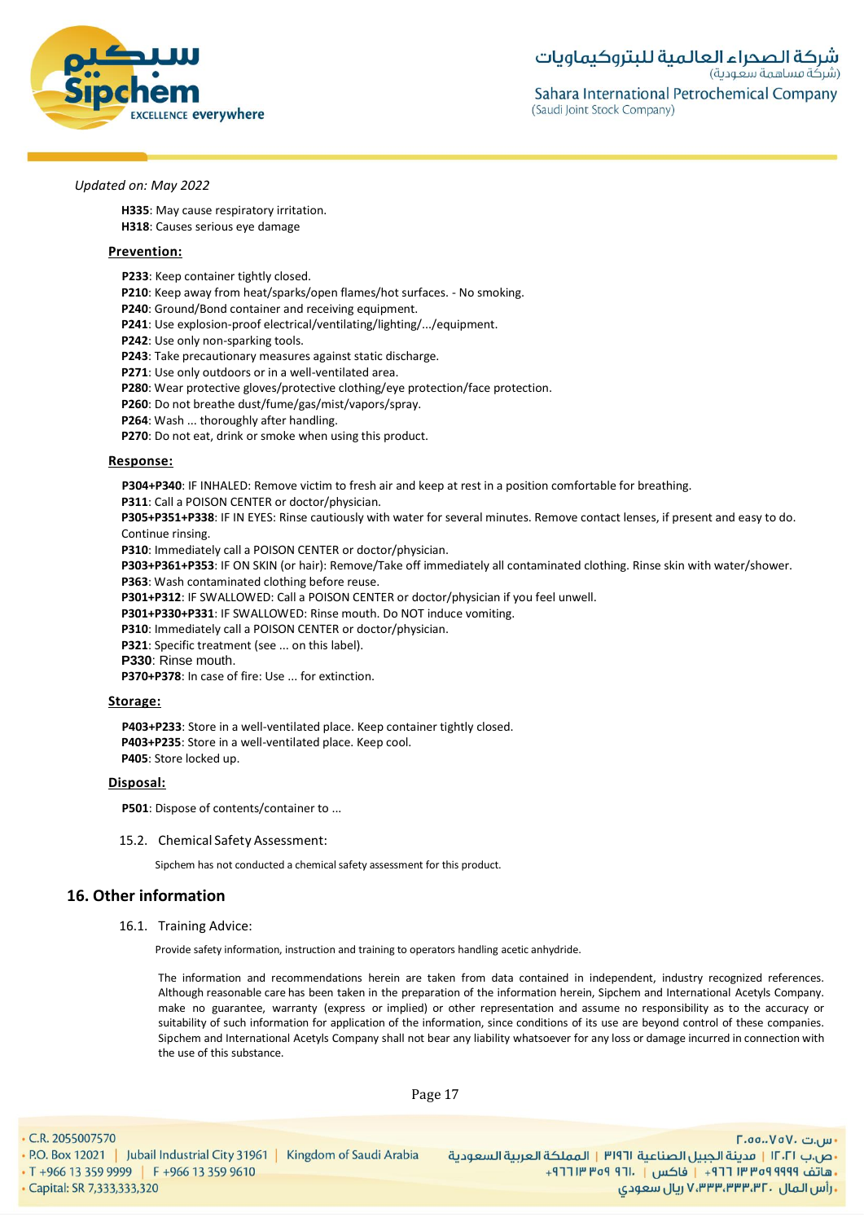*Updated on: May 2022*

**H335**: May cause respiratory irritation.
**H318**: Causes serious eye damage

**Prevention:**

**P233**: Keep container tightly closed.
**P210**: Keep away from heat/sparks/open flames/hot surfaces. - No smoking.
**P240**: Ground/Bond container and receiving equipment.
**P241**: Use explosion-proof electrical/ventilating/lighting/.../equipment.
**P242**: Use only non-sparking tools.
**P243**: Take precautionary measures against static discharge.
**P271**: Use only outdoors or in a well-ventilated area.
**P280**: Wear protective gloves/protective clothing/eye protection/face protection.
**P260**: Do not breathe dust/fume/gas/mist/vapors/spray.
**P264**: Wash ... thoroughly after handling.
**P270**: Do not eat, drink or smoke when using this product.

**Response:**

**P304+P340**: IF INHALED: Remove victim to fresh air and keep at rest in a position comfortable for breathing.
**P311**: Call a POISON CENTER or doctor/physician.
**P305+P351+P338**: IF IN EYES: Rinse cautiously with water for several minutes. Remove contact lenses, if present and easy to do. Continue rinsing.
**P310**: Immediately call a POISON CENTER or doctor/physician.
**P303+P361+P353**: IF ON SKIN (or hair): Remove/Take off immediately all contaminated clothing. Rinse skin with water/shower.
**P363**: Wash contaminated clothing before reuse.
**P301+P312**: IF SWALLOWED: Call a POISON CENTER or doctor/physician if you feel unwell.
**P301+P330+P331**: IF SWALLOWED: Rinse mouth. Do NOT induce vomiting.
**P310**: Immediately call a POISON CENTER or doctor/physician.
**P321**: Specific treatment (see ... on this label).
**P330**: Rinse mouth.
**P370+P378**: In case of fire: Use ... for extinction.

**Storage:**

**P403+P233**: Store in a well-ventilated place. Keep container tightly closed.
**P403+P235**: Store in a well-ventilated place. Keep cool.
**P405**: Store locked up.

**Disposal:**

**P501**: Dispose of contents/container to ...

15.2. Chemical Safety Assessment:

Sipchem has not conducted a chemical safety assessment for this product.

## 16. Other information

16.1. Training Advice:

Provide safety information, instruction and training to operators handling acetic anhydride.

The information and recommendations herein are taken from data contained in independent, industry recognized references. Although reasonable care has been taken in the preparation of the information herein, Sipchem and International Acetyls Company. make no guarantee, warranty (express or implied) or other representation and assume no responsibility as to the accuracy or suitability of such information for application of the information, since conditions of its use are beyond control of these companies. Sipchem and International Acetyls Company shall not bear any liability whatsoever for any loss or damage incurred in connection with the use of this substance.